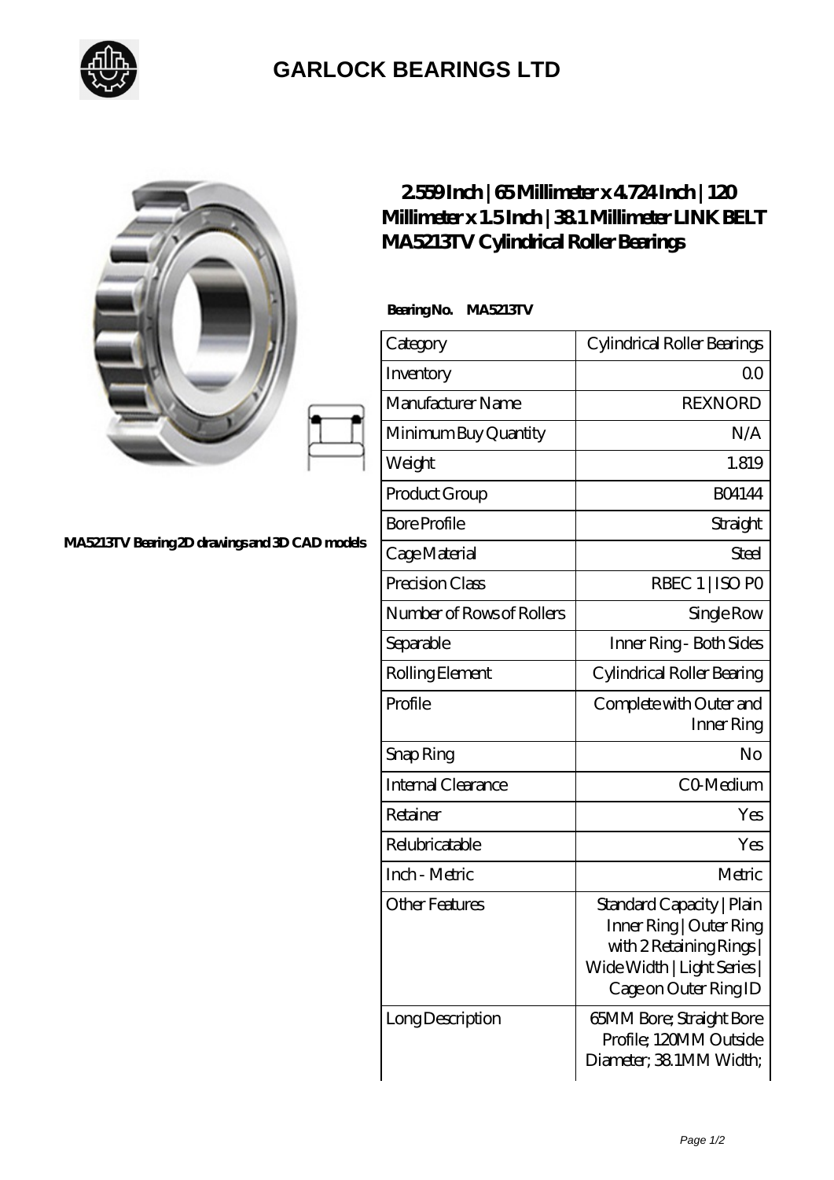# GARLOCK BEARINGS LTD

MA5213TV Bearing 2D drawings and 3D CAD models

## 2.559 Inch | 65 Millimeter x 4.724 Inch | 120 Millimeter x 1.5 Inch | 38.1 Millimeter LINK BELT MA5213TV Cylindrical Roller Bearings

**Bearing No. MA5213TV**

| | |
|---|---|
| Category | Cylindrical Roller Bearings |
| Inventory | 0.0 |
| Manufacturer Name | REXNORD |
| Minimum Buy Quantity | N/A |
| Weight | 1.819 |
| Product Group | B04144 |
| Bore Profile | Straight |
| Cage Material | Steel |
| Precision Class | RBEC 1 \| ISO P0 |
| Number of Rows of Rollers | Single Row |
| Separable | Inner Ring - Both Sides |
| Rolling Element | Cylindrical Roller Bearing |
| Profile | Complete with Outer and Inner Ring |
| Snap Ring | No |
| Internal Clearance | C0-Medium |
| Retainer | Yes |
| Relubricatable | Yes |
| Inch - Metric | Metric |
| Other Features | Standard Capacity \| Plain Inner Ring \| Outer Ring with 2 Retaining Rings \| Wide Width \| Light Series \| Cage on Outer Ring ID |
| Long Description | 65MM Bore; Straight Bore Profile; 120MM Outside Diameter; 38.1MM Width; |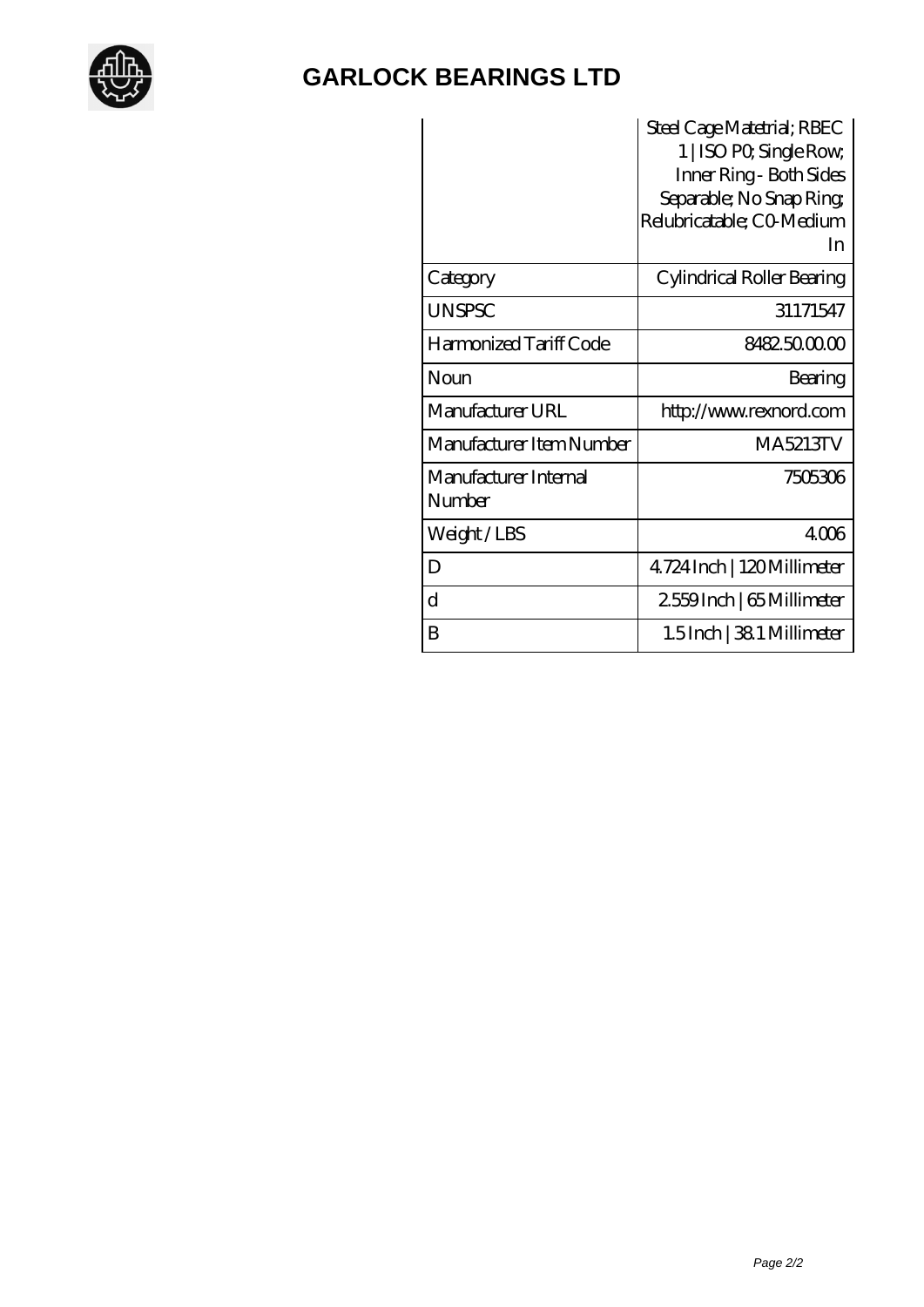## GARLOCK BEARINGS LTD

| | |
|---|---|
| | Steel Cage Matetrial; RBEC 1 \| ISO P0; Single Row; Inner Ring - Both Sides Separable; No Snap Ring; Relubricatable; C0-Medium In |
| Category | Cylindrical Roller Bearing |
| UNSPSC | 31171547 |
| Harmonized Tariff Code | 8482.50.00.00 |
| Noun | Bearing |
| Manufacturer URL | http://www.rexnord.com |
| Manufacturer Item Number | MA5213TV |
| Manufacturer Internal Number | 7505306 |
| Weight / LBS | 4.006 |
| D | 4.724 Inch \| 120 Millimeter |
| d | 2.559 Inch \| 65 Millimeter |
| B | 1.5 Inch \| 38.1 Millimeter |